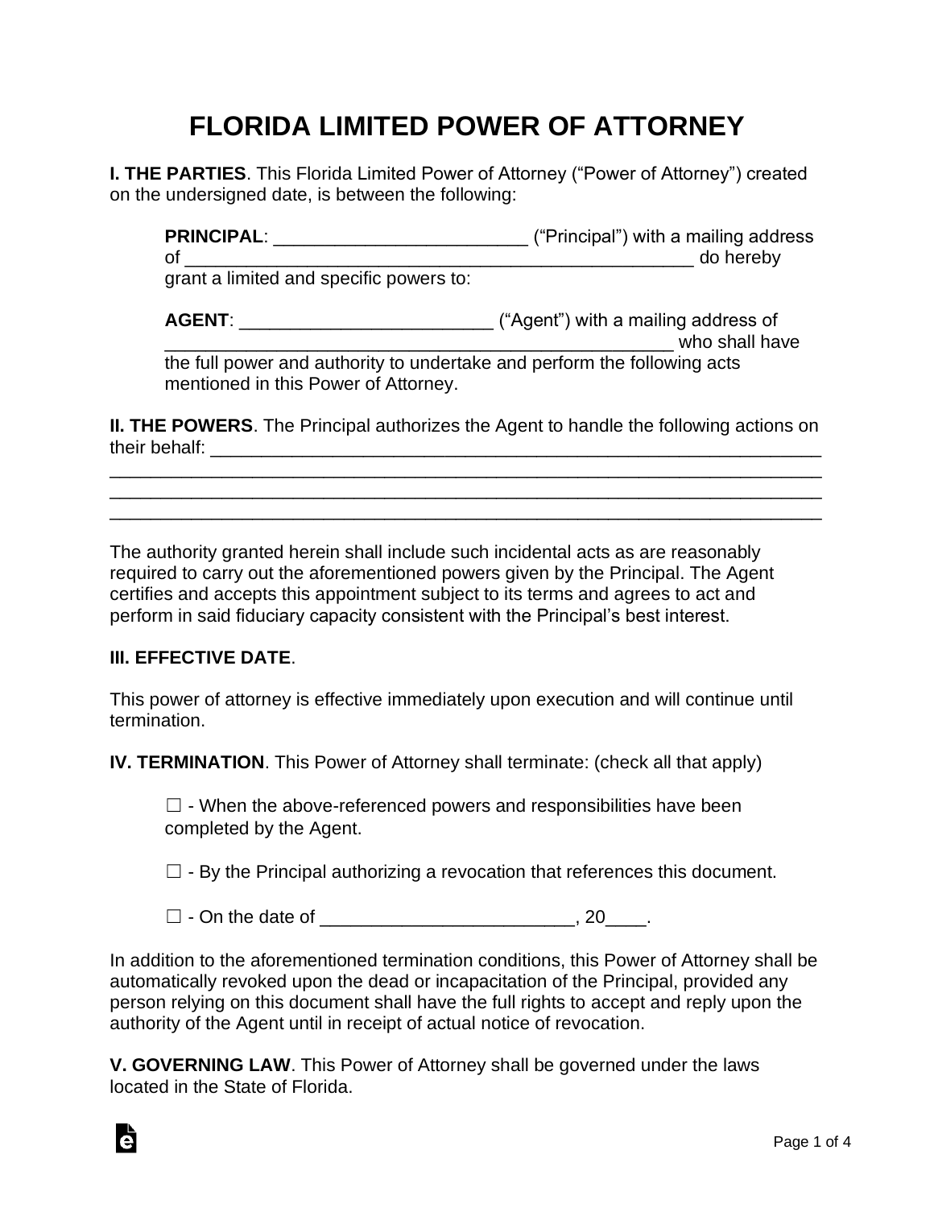# FLORIDA LIMITED POWER OF ATTORNEY

**I. THE PARTIES**. This Florida Limited Power of Attorney ("Power of Attorney") created on the undersigned date, is between the following:

> **PRINCIPAL**: ________________________ ("Principal") with a mailing address of _________________________________________________ do hereby grant a limited and specific powers to:
>
> **AGENT**: ________________________ ("Agent") with a mailing address of _________________________________________________ who shall have the full power and authority to undertake and perform the following acts mentioned in this Power of Attorney.

**II. THE POWERS**. The Principal authorizes the Agent to handle the following actions on their behalf: ____________________________________________________________
_________________________________________________________________________
_________________________________________________________________________
_________________________________________________________________________

The authority granted herein shall include such incidental acts as are reasonably required to carry out the aforementioned powers given by the Principal. The Agent certifies and accepts this appointment subject to its terms and agrees to act and perform in said fiduciary capacity consistent with the Principal's best interest.

**III. EFFECTIVE DATE**.

This power of attorney is effective immediately upon execution and will continue until termination.

**IV. TERMINATION**. This Power of Attorney shall terminate: (check all that apply)

> ☐ - When the above-referenced powers and responsibilities have been completed by the Agent.
>
> ☐ - By the Principal authorizing a revocation that references this document.
>
> ☐ - On the date of ________________________, 20____.

In addition to the aforementioned termination conditions, this Power of Attorney shall be automatically revoked upon the dead or incapacitation of the Principal, provided any person relying on this document shall have the full rights to accept and reply upon the authority of the Agent until in receipt of actual notice of revocation.

**V. GOVERNING LAW**. This Power of Attorney shall be governed under the laws located in the State of Florida.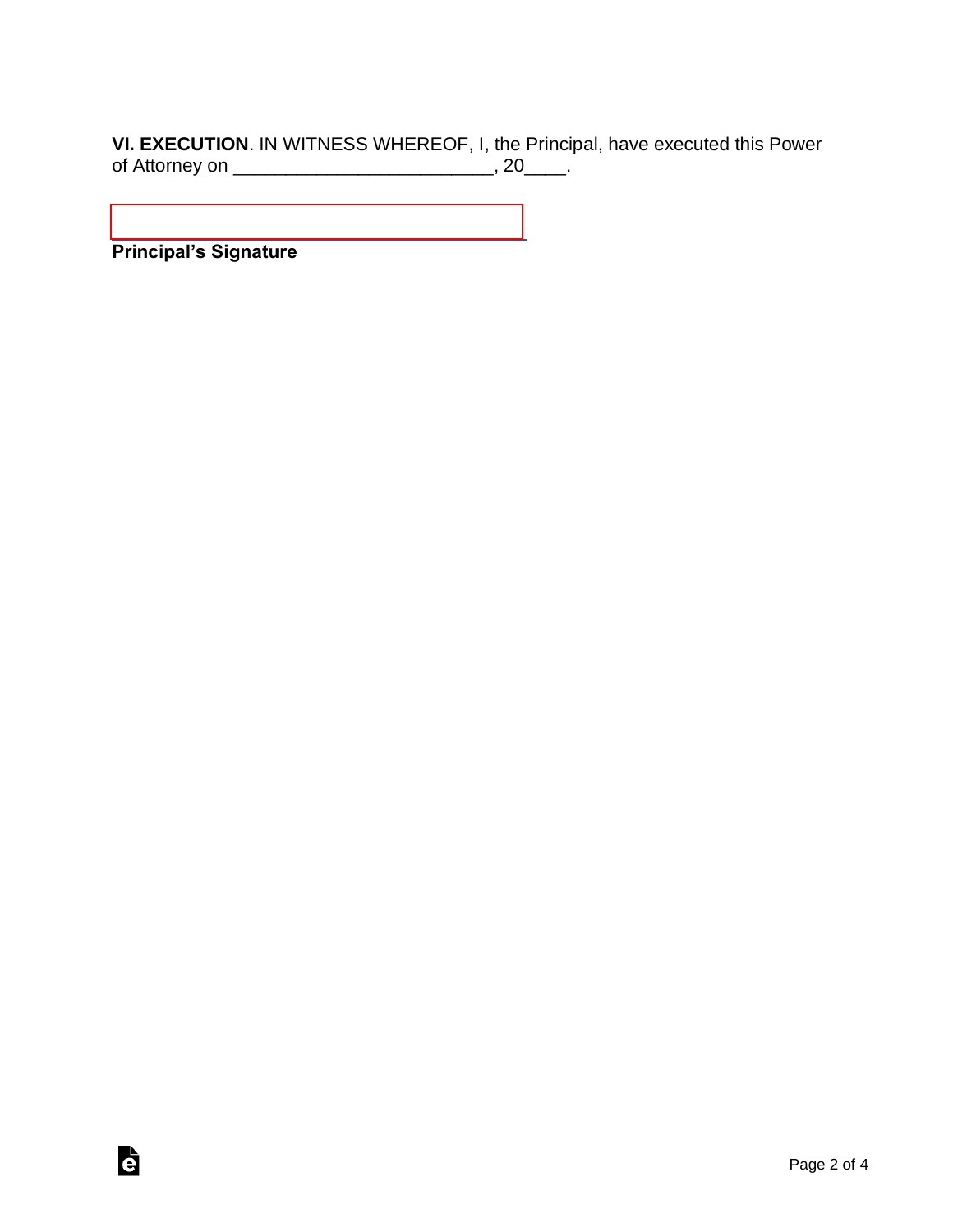**VI. EXECUTION**. IN WITNESS WHEREOF, I, the Principal, have executed this Power of Attorney on _________________________, 20____.

_________________________________________

**Principal's Signature**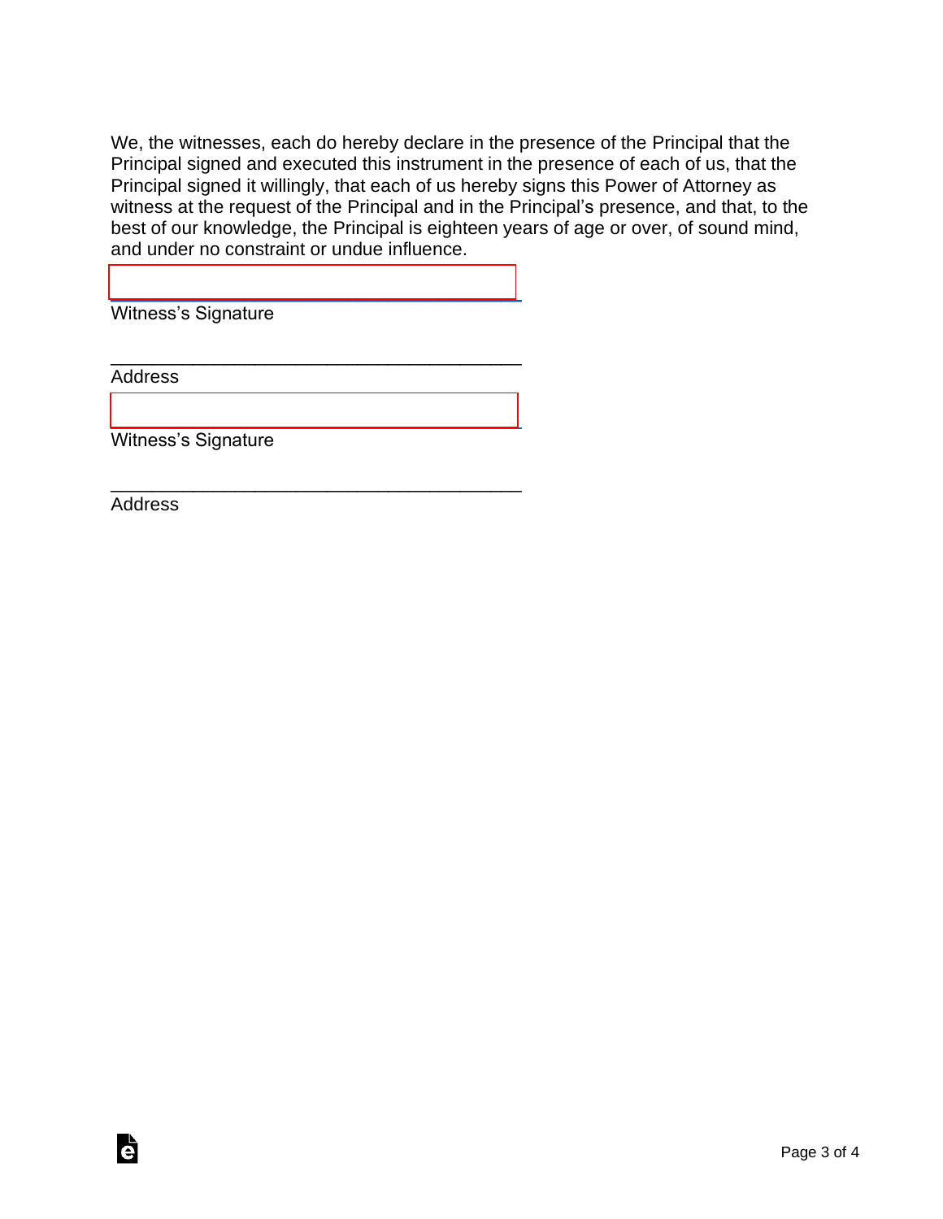We, the witnesses, each do hereby declare in the presence of the Principal that the Principal signed and executed this instrument in the presence of each of us, that the Principal signed it willingly, that each of us hereby signs this Power of Attorney as witness at the request of the Principal and in the Principal's presence, and that, to the best of our knowledge, the Principal is eighteen years of age or over, of sound mind, and under no constraint or undue influence.

\_\_\_\_\_\_\_\_\_\_\_\_\_\_\_\_\_\_\_\_\_\_\_\_\_\_\_\_\_\_\_\_\_\_\_\_\_\_\_

Witness's Signature

\_\_\_\_\_\_\_\_\_\_\_\_\_\_\_\_\_\_\_\_\_\_\_\_\_\_\_\_\_\_\_\_\_\_\_\_\_\_\_

Address

\_\_\_\_\_\_\_\_\_\_\_\_\_\_\_\_\_\_\_\_\_\_\_\_\_\_\_\_\_\_\_\_\_\_\_\_\_\_\_

Witness's Signature

\_\_\_\_\_\_\_\_\_\_\_\_\_\_\_\_\_\_\_\_\_\_\_\_\_\_\_\_\_\_\_\_\_\_\_\_\_\_\_

Address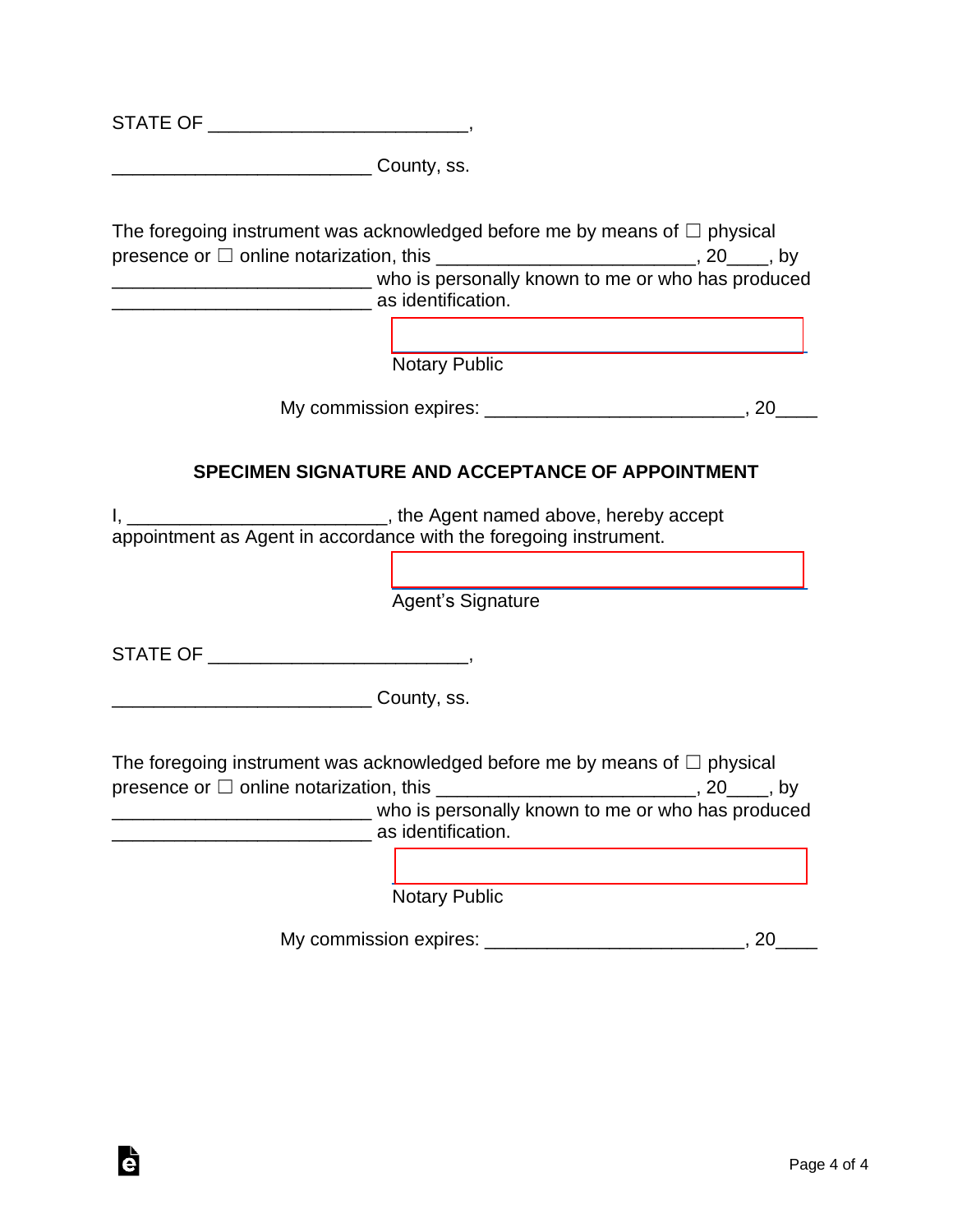STATE OF ________________________,

________________________ County, ss.

The foregoing instrument was acknowledged before me by means of ☐ physical presence or ☐ online notarization, this ________________________, 20____, by ________________________ who is personally known to me or who has produced ________________________ as identification.

________________________
Notary Public

My commission expires: ________________________, 20____

**SPECIMEN SIGNATURE AND ACCEPTANCE OF APPOINTMENT**

I, ________________________, the Agent named above, hereby accept appointment as Agent in accordance with the foregoing instrument.

________________________
Agent's Signature

STATE OF ________________________,

________________________ County, ss.

The foregoing instrument was acknowledged before me by means of ☐ physical presence or ☐ online notarization, this ________________________, 20____, by ________________________ who is personally known to me or who has produced ________________________ as identification.

________________________
Notary Public

My commission expires: ________________________, 20____